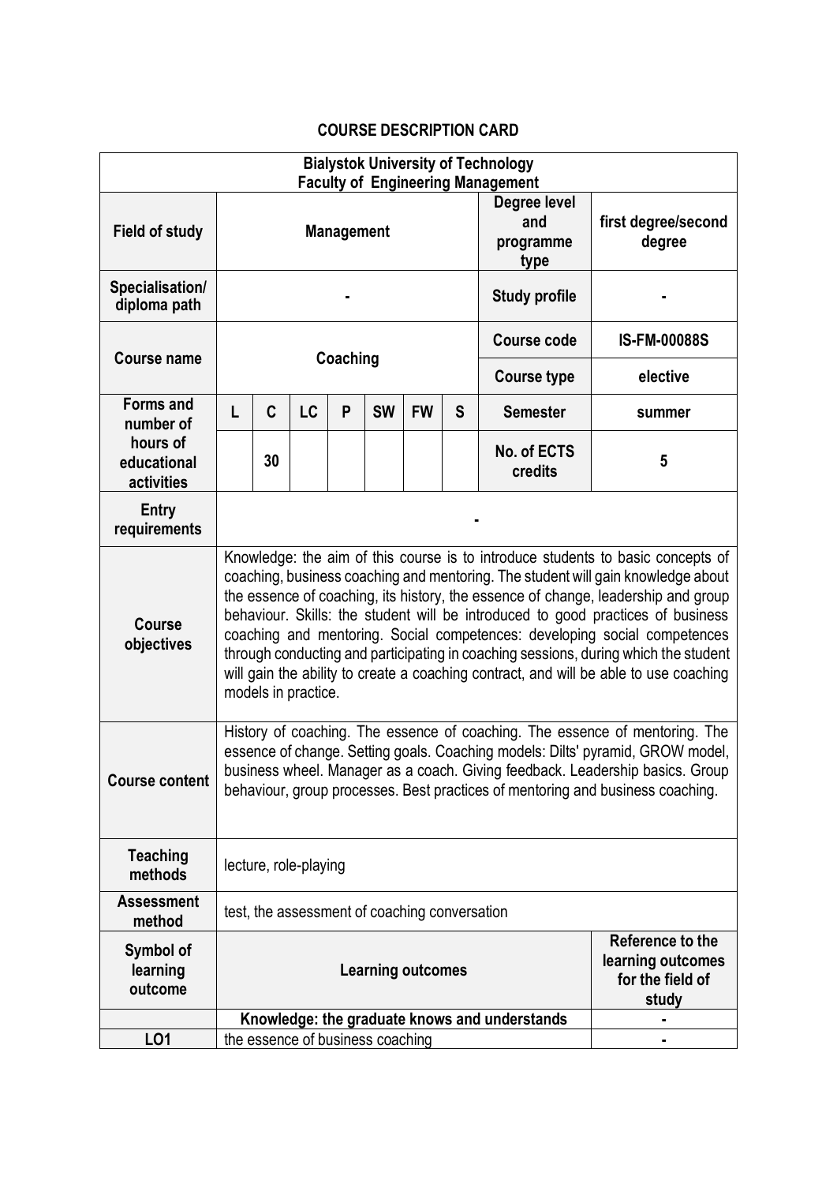## COURSE DESCRIPTION CARD

| Bialystok University of Technology<br>Faculty of Engineering Management | | | | | | | | | |
|---|---|---|---|---|---|---|---|---|---|
| **Field of study** | **Management** | | | | | | | **Degree level and programme type** | **first degree/second degree** |
| **Specialisation/ diploma path** | - | | | | | | | **Study profile** | - |
| **Course name** | **Coaching** | | | | | | | **Course code** | **IS-FM-00088S** |
| | | | | | | | | **Course type** | **elective** |
| **Forms and number of hours of educational activities** | **L** | **C** | **LC** | **P** | **SW** | **FW** | **S** | **Semester** | **summer** |
| | | **30** | | | | | | **No. of ECTS credits** | **5** |
| **Entry requirements** | - | | | | | | | | |
| **Course objectives** | Knowledge: the aim of this course is to introduce students to basic concepts of coaching, business coaching and mentoring. The student will gain knowledge about the essence of coaching, its history, the essence of change, leadership and group behaviour. Skills: the student will be introduced to good practices of business coaching and mentoring. Social competences: developing social competences through conducting and participating in coaching sessions, during which the student will gain the ability to create a coaching contract, and will be able to use coaching models in practice. | | | | | | | | |
| **Course content** | History of coaching. The essence of coaching. The essence of mentoring. The essence of change. Setting goals. Coaching models: Dilts' pyramid, GROW model, business wheel. Manager as a coach. Giving feedback. Leadership basics. Group behaviour, group processes. Best practices of mentoring and business coaching. | | | | | | | | |
| **Teaching methods** | lecture, role-playing | | | | | | | | |
| **Assessment method** | test, the assessment of coaching conversation | | | | | | | | |
| **Symbol of learning outcome** | **Learning outcomes** | | | | | | | | **Reference to the learning outcomes for the field of study** |
| | **Knowledge: the graduate knows and understands** | | | | | | | | - |
| **LO1** | the essence of business coaching | | | | | | | | - |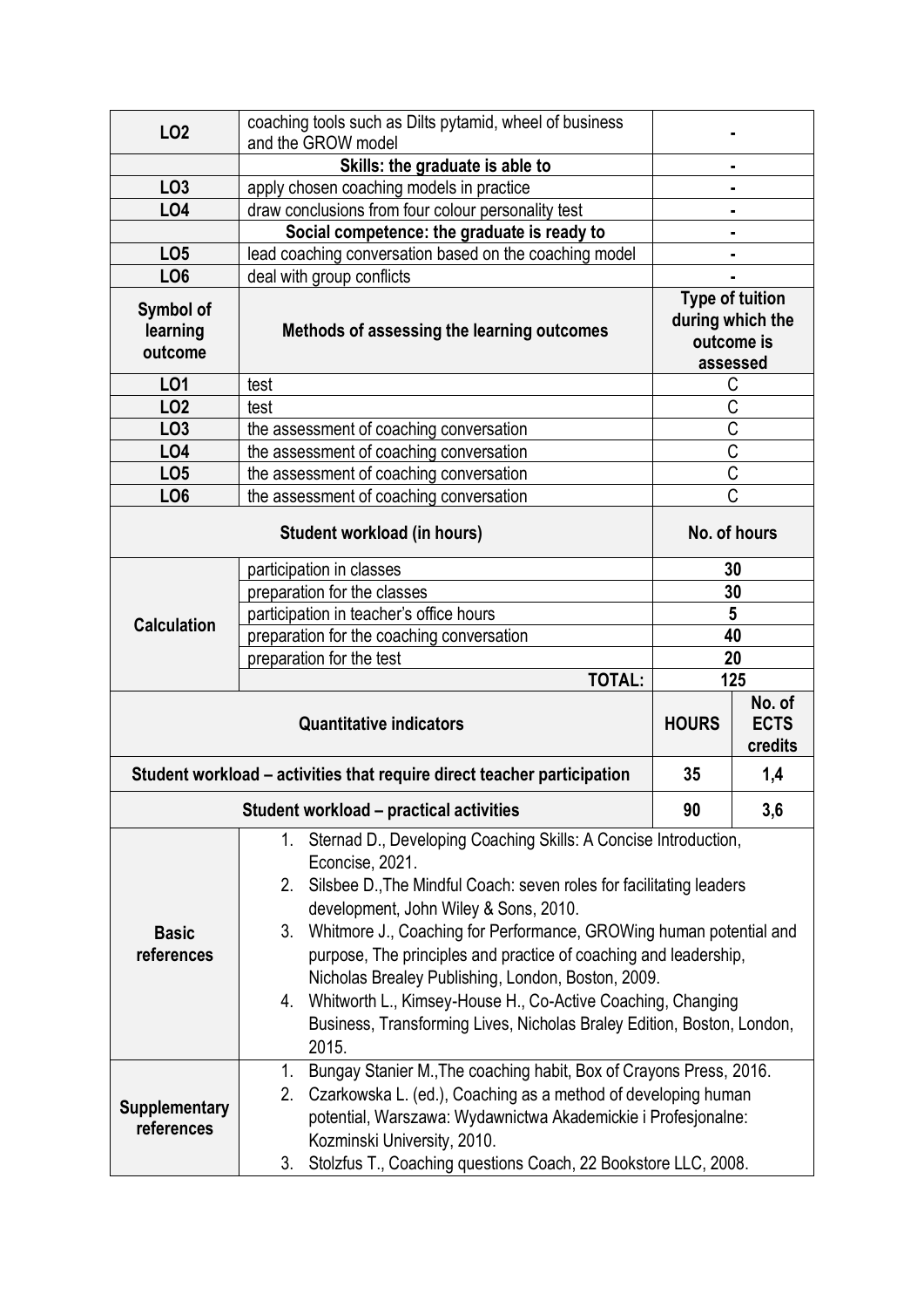| | | |
|---|---|---|
| **LO2** | coaching tools such as Dilts pytamid, wheel of business and the GROW model | - |
| | **Skills: the graduate is able to** | - |
| **LO3** | apply chosen coaching models in practice | - |
| **LO4** | draw conclusions from four colour personality test | - |
| | **Social competence: the graduate is ready to** | - |
| **LO5** | lead coaching conversation based on the coaching model | - |
| **LO6** | deal with group conflicts | - |

| **Symbol of learning outcome** | **Methods of assessing the learning outcomes** | **Type of tuition during which the outcome is assessed** |
|---|---|---|
| **LO1** | test | C |
| **LO2** | test | C |
| **LO3** | the assessment of coaching conversation | C |
| **LO4** | the assessment of coaching conversation | C |
| **LO5** | the assessment of coaching conversation | C |
| **LO6** | the assessment of coaching conversation | C |

| **Student workload (in hours)** | | **No. of hours** |
|---|---|---|
| **Calculation** | participation in classes | **30** |
| | preparation for the classes | **30** |
| | participation in teacher's office hours | **5** |
| | preparation for the coaching conversation | **40** |
| | preparation for the test | **20** |
| | **TOTAL:** | **125** |

| **Quantitative indicators** | **HOURS** | **No. of ECTS credits** |
|---|---|---|
| **Student workload – activities that require direct teacher participation** | **35** | **1,4** |
| **Student workload – practical activities** | **90** | **3,6** |

| | |
|---|---|
| **Basic references** | 1. Sternad D., Developing Coaching Skills: A Concise Introduction, Econcise, 2021.<br>2. Silsbee D.,The Mindful Coach: seven roles for facilitating leaders development, John Wiley & Sons, 2010.<br>3. Whitmore J., Coaching for Performance, GROWing human potential and purpose, The principles and practice of coaching and leadership, Nicholas Brealey Publishing, London, Boston, 2009.<br>4. Whitworth L., Kimsey-House H., Co-Active Coaching, Changing Business, Transforming Lives, Nicholas Braley Edition, Boston, London, 2015. |
| **Supplementary references** | 1. Bungay Stanier M.,The coaching habit, Box of Crayons Press, 2016.<br>2. Czarkowska L. (ed.), Coaching as a method of developing human potential, Warszawa: Wydawnictwa Akademickie i Profesjonalne: Kozminski University, 2010.<br>3. Stolzfus T., Coaching questions Coach, 22 Bookstore LLC, 2008. |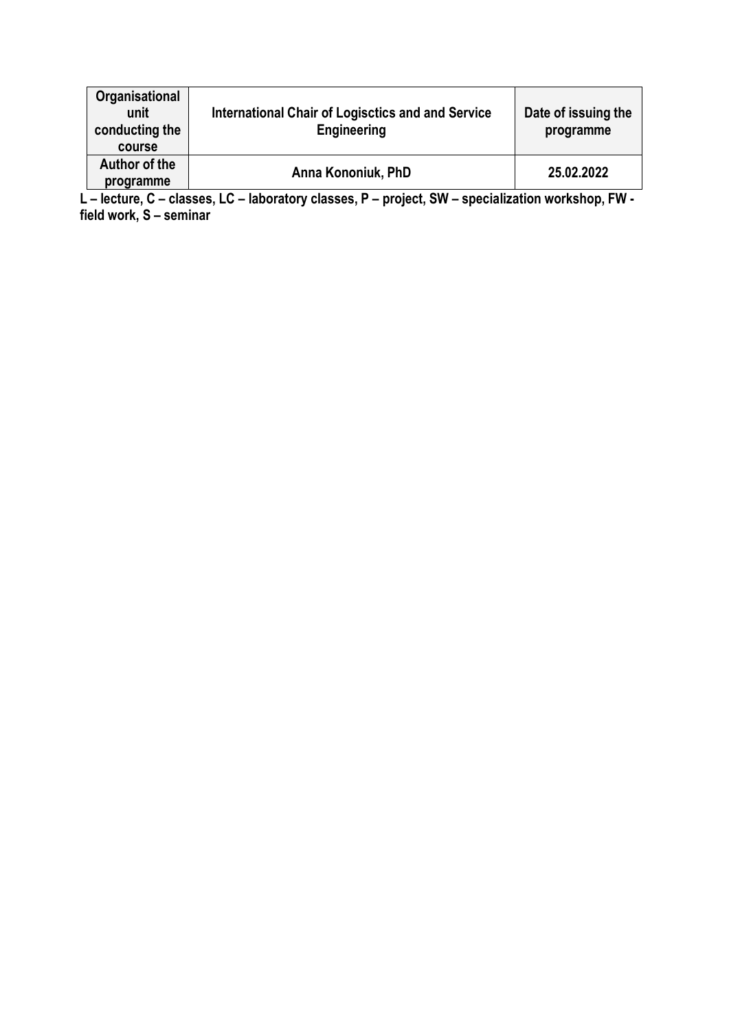| | | |
|---|---|---|
| **Organisational unit conducting the course** | **International Chair of Logisctics and and Service Engineering** | **Date of issuing the programme** |
| **Author of the programme** | **Anna Kononiuk, PhD** | **25.02.2022** |

**L – lecture, C – classes, LC – laboratory classes, P – project, SW – specialization workshop, FW - field work, S – seminar**